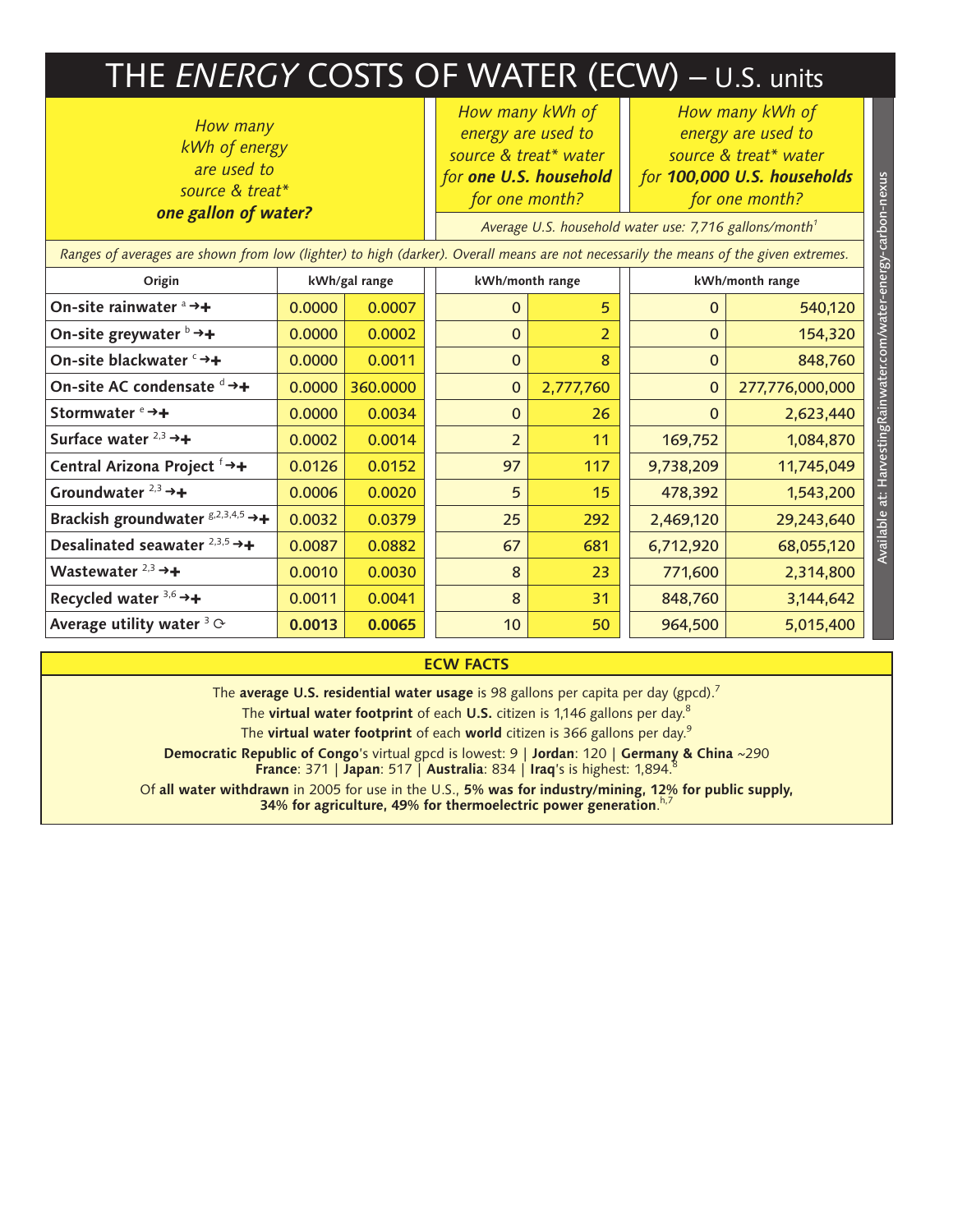# THE *ENERGY* COSTS OF WATER (ECW) – U.S. units

| *How many kWh of energy are used to source & treat** ***one gallon of water?*** | | *How many kWh of energy are used to source & treat* water for* ***one U.S. household*** *for one month?* | | *How many kWh of energy are used to source & treat* water for* ***100,000 U.S. households*** *for one month?* | |
|---|---|---|---|---|---|
| | | *Average U.S. household water use: 7,716 gallons/month[1]* | | | |

*Ranges of averages are shown from low (lighter) to high (darker). Overall means are not necessarily the means of the given extremes.*

| Origin | kWh/gal range | | kWh/month range | | kWh/month range | |
|---|---|---|---|---|---|---|
| **On-site rainwater** [a] →+ | 0.0000 | 0.0007 | 0 | 5 | 0 | 540,120 |
| **On-site greywater** [b] →+ | 0.0000 | 0.0002 | 0 | 2 | 0 | 154,320 |
| **On-site blackwater** [c] →+ | 0.0000 | 0.0011 | 0 | 8 | 0 | 848,760 |
| **On-site AC condensate** [d] →+ | 0.0000 | 360.0000 | 0 | 2,777,760 | 0 | 277,776,000,000 |
| **Stormwater** [e] →+ | 0.0000 | 0.0034 | 0 | 26 | 0 | 2,623,440 |
| **Surface water** [2,3] →+ | 0.0002 | 0.0014 | 2 | 11 | 169,752 | 1,084,870 |
| **Central Arizona Project** [f] →+ | 0.0126 | 0.0152 | 97 | 117 | 9,738,209 | 11,745,049 |
| **Groundwater** [2,3] →+ | 0.0006 | 0.0020 | 5 | 15 | 478,392 | 1,543,200 |
| **Brackish groundwater** [g,2,3,4,5] →+ | 0.0032 | 0.0379 | 25 | 292 | 2,469,120 | 29,243,640 |
| **Desalinated seawater** [2,3,5] →+ | 0.0087 | 0.0882 | 67 | 681 | 6,712,920 | 68,055,120 |
| **Wastewater** [2,3] →+ | 0.0010 | 0.0030 | 8 | 23 | 771,600 | 2,314,800 |
| **Recycled water** [3,6] →+ | 0.0011 | 0.0041 | 8 | 31 | 848,760 | 3,144,642 |
| **Average utility water** [3] ⟳ | **0.0013** | **0.0065** | 10 | 50 | 964,500 | 5,015,400 |

Available at: HarvestingRainwater.com/water-energy-carbon-nexus

## ECW FACTS

The **average U.S. residential water usage** is 98 gallons per capita per day (gpcd).[7]

The **virtual water footprint** of each **U.S.** citizen is 1,146 gallons per day.[8]

The **virtual water footprint** of each **world** citizen is 366 gallons per day.[9]

**Democratic Republic of Congo**'s virtual gpcd is lowest: 9 | **Jordan**: 120 | **Germany & China** ~290
**France**: 371 | **Japan**: 517 | **Australia**: 834 | **Iraq**'s is highest: 1,894.[8]

Of **all water withdrawn** in 2005 for use in the U.S., **5% was for industry/mining, 12% for public supply, 34% for agriculture, 49% for thermoelectric power generation**.[h,7]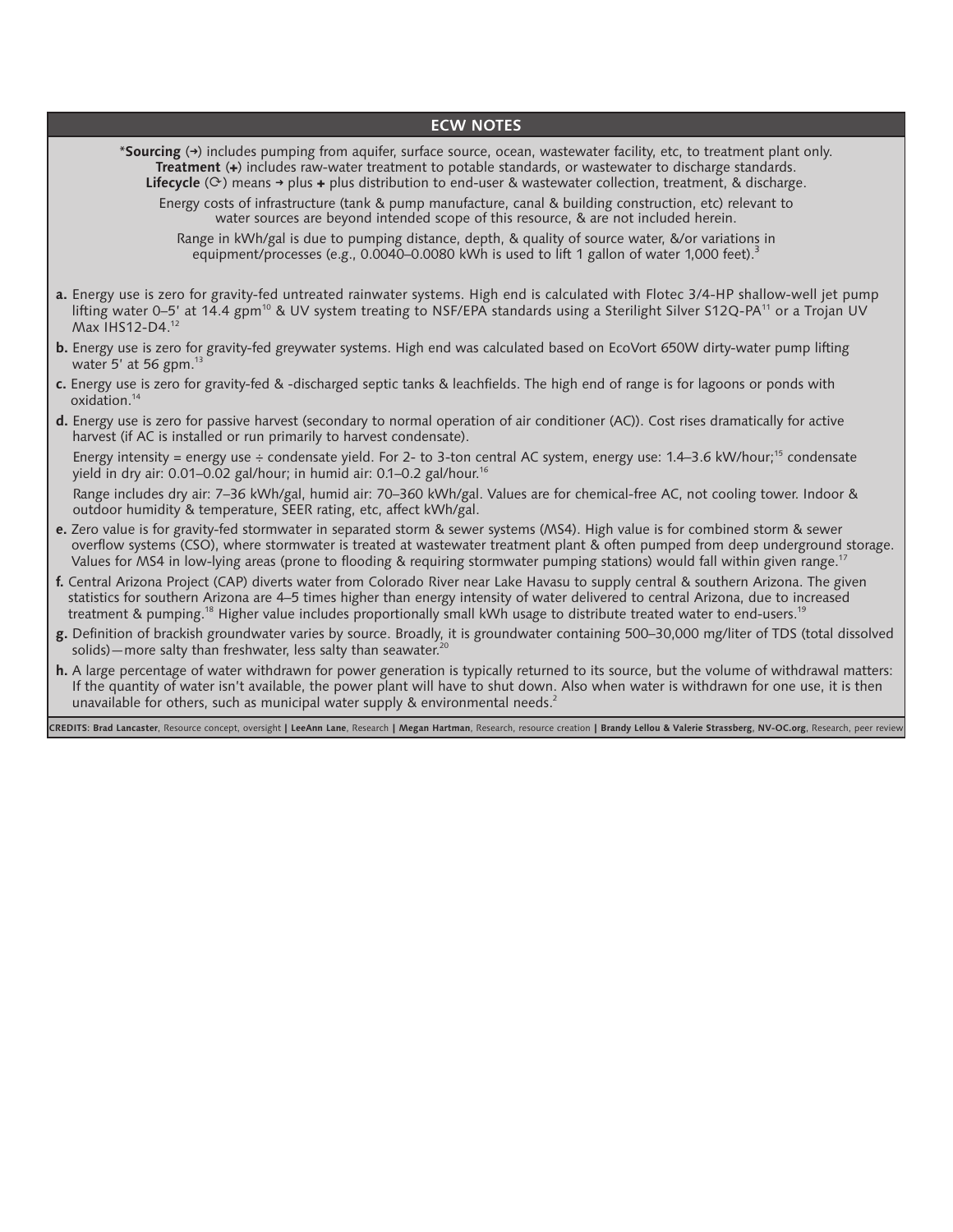## ECW NOTES

***Sourcing** (→) includes pumping from aquifer, surface source, ocean, wastewater facility, etc, to treatment plant only.
**Treatment** (+) includes raw-water treatment to potable standards, or wastewater to discharge standards.
**Lifecycle** (⟳) means → plus + plus distribution to end-user & wastewater collection, treatment, & discharge.

Energy costs of infrastructure (tank & pump manufacture, canal & building construction, etc) relevant to water sources are beyond intended scope of this resource, & are not included herein.

Range in kWh/gal is due to pumping distance, depth, & quality of source water, &/or variations in equipment/processes (e.g., 0.0040–0.0080 kWh is used to lift 1 gallon of water 1,000 feet).[3]

**a.** Energy use is zero for gravity-fed untreated rainwater systems. High end is calculated with Flotec 3/4-HP shallow-well jet pump lifting water 0–5′ at 14.4 gpm[10] & UV system treating to NSF/EPA standards using a Sterilight Silver S12Q-PA[11] or a Trojan UV Max IHS12-D4.[12]

**b.** Energy use is zero for gravity-fed greywater systems. High end was calculated based on EcoVort 650W dirty-water pump lifting water 5′ at 56 gpm.[13]

**c.** Energy use is zero for gravity-fed & -discharged septic tanks & leachfields. The high end of range is for lagoons or ponds with oxidation.[14]

**d.** Energy use is zero for passive harvest (secondary to normal operation of air conditioner (AC)). Cost rises dramatically for active harvest (if AC is installed or run primarily to harvest condensate).

Energy intensity = energy use ÷ condensate yield. For 2- to 3-ton central AC system, energy use: 1.4–3.6 kW/hour;[15] condensate yield in dry air: 0.01–0.02 gal/hour; in humid air: 0.1–0.2 gal/hour.[16]

Range includes dry air: 7–36 kWh/gal, humid air: 70–360 kWh/gal. Values are for chemical-free AC, not cooling tower. Indoor & outdoor humidity & temperature, SEER rating, etc, affect kWh/gal.

**e.** Zero value is for gravity-fed stormwater in separated storm & sewer systems (MS4). High value is for combined storm & sewer overflow systems (CSO), where stormwater is treated at wastewater treatment plant & often pumped from deep underground storage. Values for MS4 in low-lying areas (prone to flooding & requiring stormwater pumping stations) would fall within given range.[17]

**f.** Central Arizona Project (CAP) diverts water from Colorado River near Lake Havasu to supply central & southern Arizona. The given statistics for southern Arizona are 4–5 times higher than energy intensity of water delivered to central Arizona, due to increased treatment & pumping.[18] Higher value includes proportionally small kWh usage to distribute treated water to end-users.[19]

**g.** Definition of brackish groundwater varies by source. Broadly, it is groundwater containing 500–30,000 mg/liter of TDS (total dissolved solids)—more salty than freshwater, less salty than seawater.[20]

**h.** A large percentage of water withdrawn for power generation is typically returned to its source, but the volume of withdrawal matters: If the quantity of water isn't available, the power plant will have to shut down. Also when water is withdrawn for one use, it is then unavailable for others, such as municipal water supply & environmental needs.[2]

CREDITS: **Brad Lancaster**, Resource concept, oversight | **LeeAnn Lane**, Research | **Megan Hartman**, Research, resource creation | **Brandy Lellou & Valerie Strassberg**, **NV-OC.org**, Research, peer review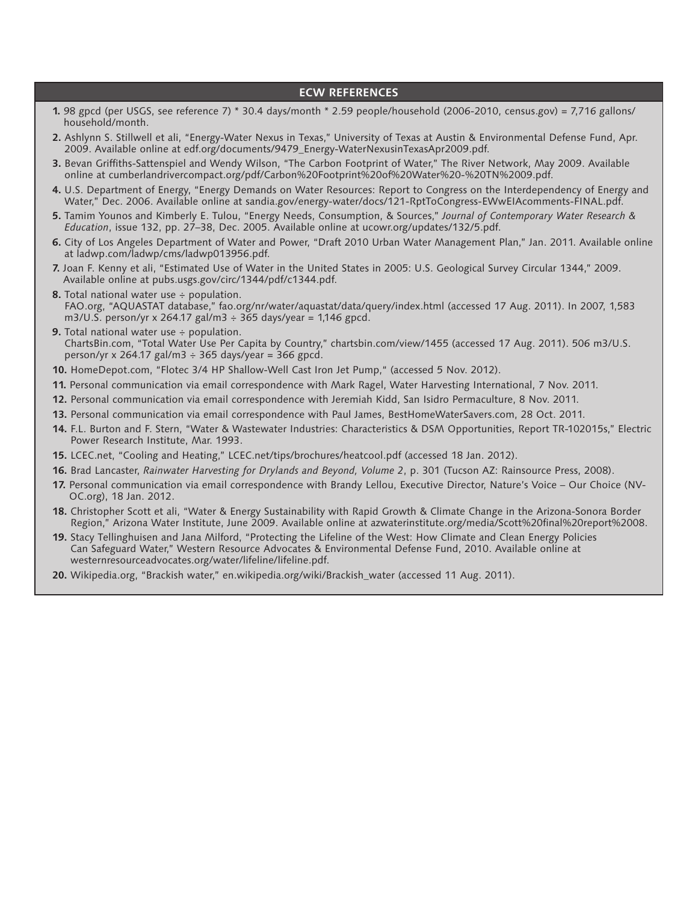## ECW REFERENCES

1. 98 gpcd (per USGS, see reference 7) * 30.4 days/month * 2.59 people/household (2006-2010, census.gov) = 7,716 gallons/household/month.
2. Ashlynn S. Stillwell et ali, "Energy-Water Nexus in Texas," University of Texas at Austin & Environmental Defense Fund, Apr. 2009. Available online at edf.org/documents/9479_Energy-WaterNexusinTexasApr2009.pdf.
3. Bevan Griffiths-Sattenspiel and Wendy Wilson, "The Carbon Footprint of Water," The River Network, May 2009. Available online at cumberlandrivercompact.org/pdf/Carbon%20Footprint%20of%20Water%20-%20TN%2009.pdf.
4. U.S. Department of Energy, "Energy Demands on Water Resources: Report to Congress on the Interdependency of Energy and Water," Dec. 2006. Available online at sandia.gov/energy-water/docs/121-RptToCongress-EWwEIAcomments-FINAL.pdf.
5. Tamim Younos and Kimberly E. Tulou, "Energy Needs, Consumption, & Sources," *Journal of Contemporary Water Research & Education*, issue 132, pp. 27–38, Dec. 2005. Available online at ucowr.org/updates/132/5.pdf.
6. City of Los Angeles Department of Water and Power, "Draft 2010 Urban Water Management Plan," Jan. 2011. Available online at ladwp.com/ladwp/cms/ladwp013956.pdf.
7. Joan F. Kenny et ali, "Estimated Use of Water in the United States in 2005: U.S. Geological Survey Circular 1344," 2009. Available online at pubs.usgs.gov/circ/1344/pdf/c1344.pdf.
8. Total national water use ÷ population.
   FAO.org, "AQUASTAT database," fao.org/nr/water/aquastat/data/query/index.html (accessed 17 Aug. 2011). In 2007, 1,583 m3/U.S. person/yr x 264.17 gal/m3 ÷ 365 days/year = 1,146 gpcd.
9. Total national water use ÷ population.
   ChartsBin.com, "Total Water Use Per Capita by Country," chartsbin.com/view/1455 (accessed 17 Aug. 2011). 506 m3/U.S. person/yr x 264.17 gal/m3 ÷ 365 days/year = 366 gpcd.
10. HomeDepot.com, "Flotec 3/4 HP Shallow-Well Cast Iron Jet Pump," (accessed 5 Nov. 2012).
11. Personal communication via email correspondence with Mark Ragel, Water Harvesting International, 7 Nov. 2011.
12. Personal communication via email correspondence with Jeremiah Kidd, San Isidro Permaculture, 8 Nov. 2011.
13. Personal communication via email correspondence with Paul James, BestHomeWaterSavers.com, 28 Oct. 2011.
14. F.L. Burton and F. Stern, "Water & Wastewater Industries: Characteristics & DSM Opportunities, Report TR-102015s," Electric Power Research Institute, Mar. 1993.
15. LCEC.net, "Cooling and Heating," LCEC.net/tips/brochures/heatcool.pdf (accessed 18 Jan. 2012).
16. Brad Lancaster, *Rainwater Harvesting for Drylands and Beyond, Volume 2*, p. 301 (Tucson AZ: Rainsource Press, 2008).
17. Personal communication via email correspondence with Brandy Lellou, Executive Director, Nature's Voice – Our Choice (NV-OC.org), 18 Jan. 2012.
18. Christopher Scott et ali, "Water & Energy Sustainability with Rapid Growth & Climate Change in the Arizona-Sonora Border Region," Arizona Water Institute, June 2009. Available online at azwaterinstitute.org/media/Scott%20final%20report%2008.
19. Stacy Tellinghuisen and Jana Milford, "Protecting the Lifeline of the West: How Climate and Clean Energy Policies Can Safeguard Water," Western Resource Advocates & Environmental Defense Fund, 2010. Available online at westernresourceadvocates.org/water/lifeline/lifeline.pdf.
20. Wikipedia.org, "Brackish water," en.wikipedia.org/wiki/Brackish_water (accessed 11 Aug. 2011).